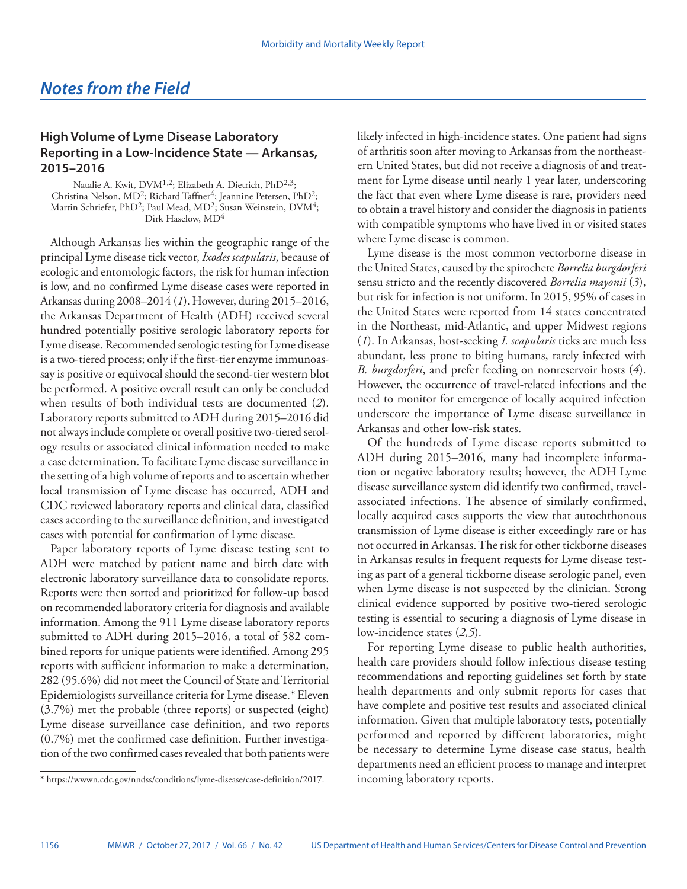# *Notes from the Field*

## High Volume of Lyme Disease Laboratory Reporting in a Low-Incidence State — Arkansas, 2015–2016

Natalie A. Kwit, DVM[1,2]; Elizabeth A. Dietrich, PhD[2,3]; Christina Nelson, MD[2]; Richard Taffner[4]; Jeannine Petersen, PhD[2]; Martin Schriefer, PhD[2]; Paul Mead, MD[2]; Susan Weinstein, DVM[4]; Dirk Haselow, MD[4]

Although Arkansas lies within the geographic range of the principal Lyme disease tick vector, *Ixodes scapularis*, because of ecologic and entomologic factors, the risk for human infection is low, and no confirmed Lyme disease cases were reported in Arkansas during 2008–2014 (*1*). However, during 2015–2016, the Arkansas Department of Health (ADH) received several hundred potentially positive serologic laboratory reports for Lyme disease. Recommended serologic testing for Lyme disease is a two-tiered process; only if the first-tier enzyme immunoassay is positive or equivocal should the second-tier western blot be performed. A positive overall result can only be concluded when results of both individual tests are documented (*2*). Laboratory reports submitted to ADH during 2015–2016 did not always include complete or overall positive two-tiered serology results or associated clinical information needed to make a case determination. To facilitate Lyme disease surveillance in the setting of a high volume of reports and to ascertain whether local transmission of Lyme disease has occurred, ADH and CDC reviewed laboratory reports and clinical data, classified cases according to the surveillance definition, and investigated cases with potential for confirmation of Lyme disease.

Paper laboratory reports of Lyme disease testing sent to ADH were matched by patient name and birth date with electronic laboratory surveillance data to consolidate reports. Reports were then sorted and prioritized for follow-up based on recommended laboratory criteria for diagnosis and available information. Among the 911 Lyme disease laboratory reports submitted to ADH during 2015–2016, a total of 582 combined reports for unique patients were identified. Among 295 reports with sufficient information to make a determination, 282 (95.6%) did not meet the Council of State and Territorial Epidemiologists surveillance criteria for Lyme disease.* Eleven (3.7%) met the probable (three reports) or suspected (eight) Lyme disease surveillance case definition, and two reports (0.7%) met the confirmed case definition. Further investigation of the two confirmed cases revealed that both patients were likely infected in high-incidence states. One patient had signs of arthritis soon after moving to Arkansas from the northeastern United States, but did not receive a diagnosis of and treatment for Lyme disease until nearly 1 year later, underscoring the fact that even where Lyme disease is rare, providers need to obtain a travel history and consider the diagnosis in patients with compatible symptoms who have lived in or visited states where Lyme disease is common.

Lyme disease is the most common vectorborne disease in the United States, caused by the spirochete *Borrelia burgdorferi* sensu stricto and the recently discovered *Borrelia mayonii* (*3*), but risk for infection is not uniform. In 2015, 95% of cases in the United States were reported from 14 states concentrated in the Northeast, mid-Atlantic, and upper Midwest regions (*1*). In Arkansas, host-seeking *I. scapularis* ticks are much less abundant, less prone to biting humans, rarely infected with *B. burgdorferi*, and prefer feeding on nonreservoir hosts (*4*). However, the occurrence of travel-related infections and the need to monitor for emergence of locally acquired infection underscore the importance of Lyme disease surveillance in Arkansas and other low-risk states.

Of the hundreds of Lyme disease reports submitted to ADH during 2015–2016, many had incomplete information or negative laboratory results; however, the ADH Lyme disease surveillance system did identify two confirmed, travel-associated infections. The absence of similarly confirmed, locally acquired cases supports the view that autochthonous transmission of Lyme disease is either exceedingly rare or has not occurred in Arkansas. The risk for other tickborne diseases in Arkansas results in frequent requests for Lyme disease testing as part of a general tickborne disease serologic panel, even when Lyme disease is not suspected by the clinician. Strong clinical evidence supported by positive two-tiered serologic testing is essential to securing a diagnosis of Lyme disease in low-incidence states (*2,5*).

For reporting Lyme disease to public health authorities, health care providers should follow infectious disease testing recommendations and reporting guidelines set forth by state health departments and only submit reports for cases that have complete and positive test results and associated clinical information. Given that multiple laboratory tests, potentially performed and reported by different laboratories, might be necessary to determine Lyme disease case status, health departments need an efficient process to manage and interpret incoming laboratory reports.

\* https://wwwn.cdc.gov/nndss/conditions/lyme-disease/case-definition/2017.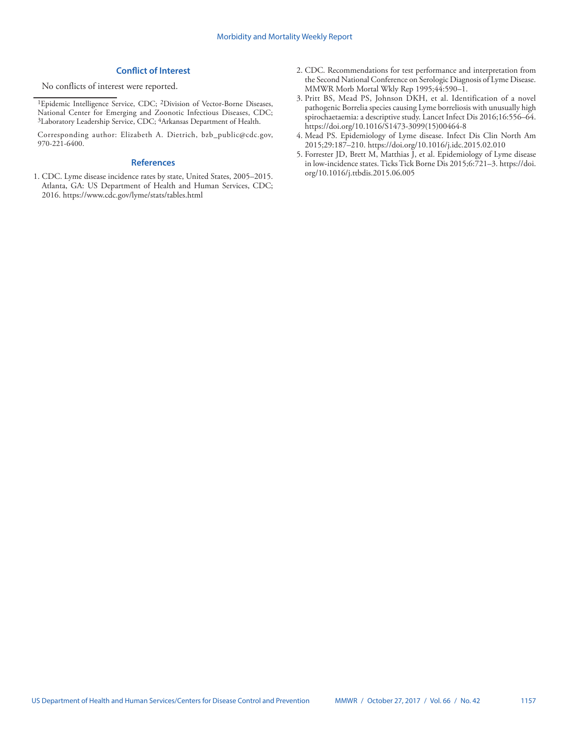## Conflict of Interest

No conflicts of interest were reported.

---

[1]Epidemic Intelligence Service, CDC; [2]Division of Vector-Borne Diseases, National Center for Emerging and Zoonotic Infectious Diseases, CDC; [3]Laboratory Leadership Service, CDC; [4]Arkansas Department of Health.

Corresponding author: Elizabeth A. Dietrich, bzb_public@cdc.gov, 970-221-6400.

## References

1. CDC. Lyme disease incidence rates by state, United States, 2005–2015. Atlanta, GA: US Department of Health and Human Services, CDC; 2016. https://www.cdc.gov/lyme/stats/tables.html
2. CDC. Recommendations for test performance and interpretation from the Second National Conference on Serologic Diagnosis of Lyme Disease. MMWR Morb Mortal Wkly Rep 1995;44:590–1.
3. Pritt BS, Mead PS, Johnson DKH, et al. Identification of a novel pathogenic Borrelia species causing Lyme borreliosis with unusually high spirochaetaemia: a descriptive study. Lancet Infect Dis 2016;16:556–64. https://doi.org/10.1016/S1473-3099(15)00464-8
4. Mead PS. Epidemiology of Lyme disease. Infect Dis Clin North Am 2015;29:187–210. https://doi.org/10.1016/j.idc.2015.02.010
5. Forrester JD, Brett M, Matthias J, et al. Epidemiology of Lyme disease in low-incidence states. Ticks Tick Borne Dis 2015;6:721–3. https://doi.org/10.1016/j.ttbdis.2015.06.005